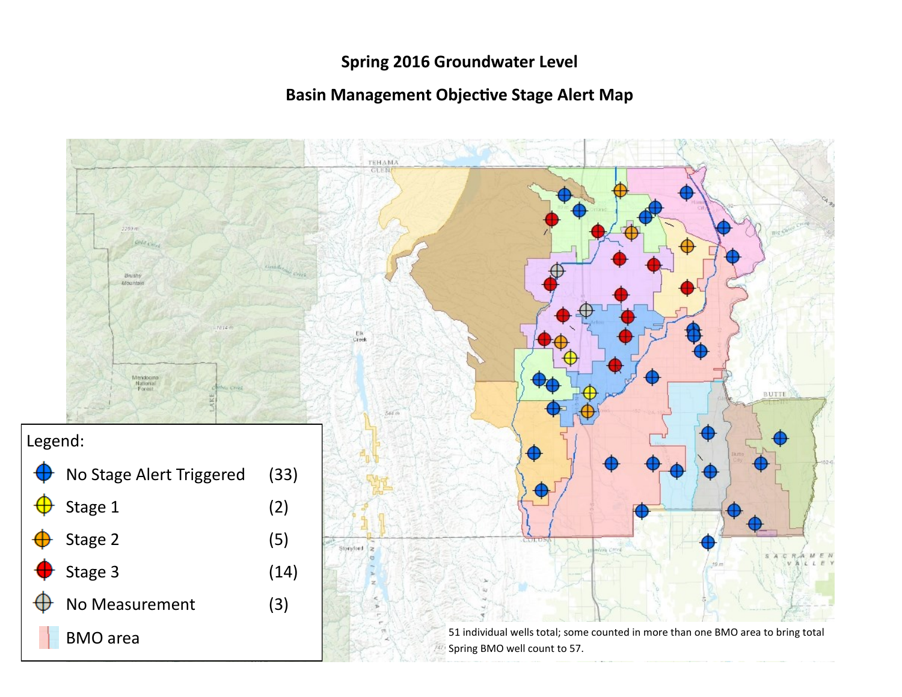## Spring 2016 Groundwater Level

## Basin Management Objective Stage Alert Map

Legend:

| Symbol | Count |
| --- | --- |
| No Stage Alert Triggered | (33) |
| Stage 1 | (2) |
| Stage 2 | (5) |
| Stage 3 | (14) |
| No Measurement | (3) |
| BMO area | |

51 individual wells total; some counted in more than one BMO area to bring total Spring BMO well count to 57.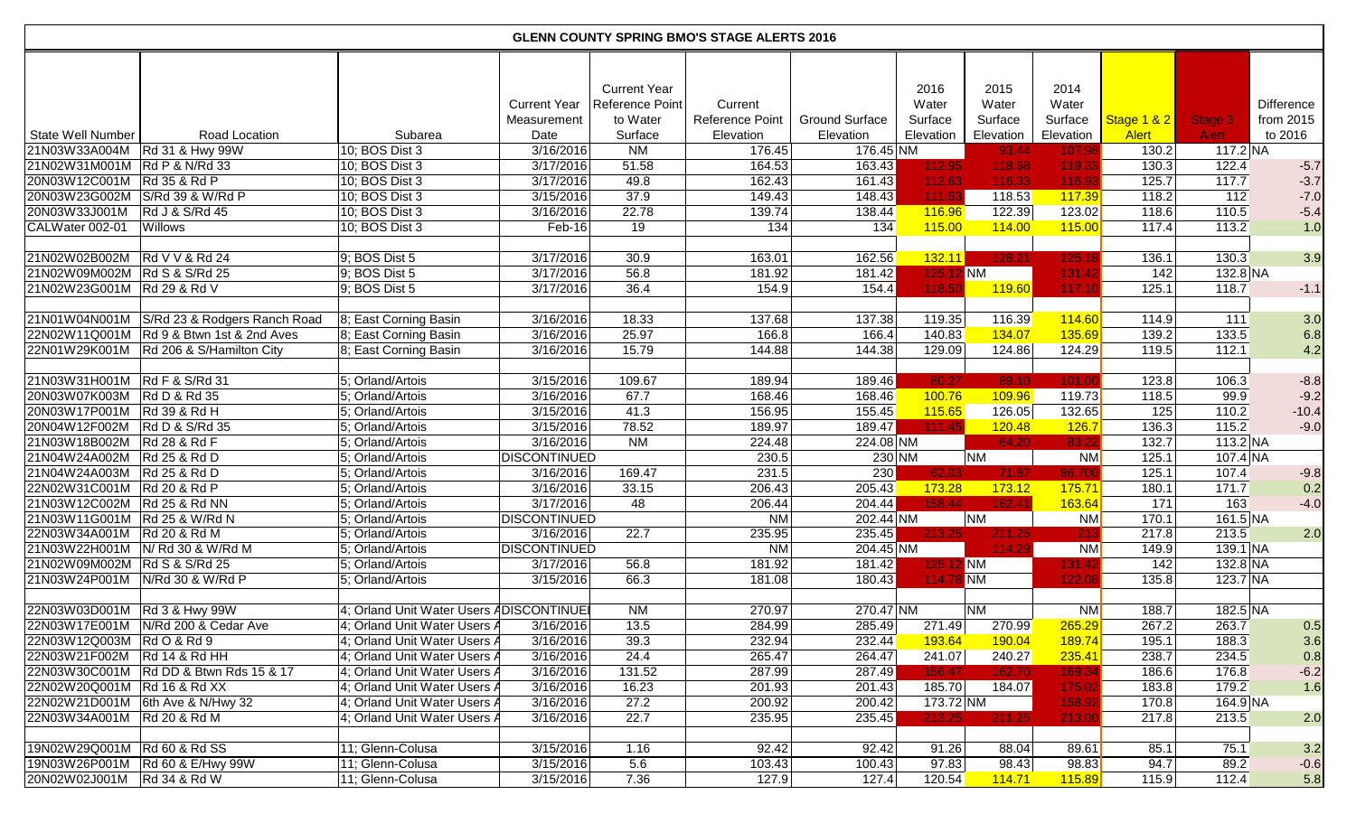# GLENN COUNTY SPRING BMO'S STAGE ALERTS 2016

| State Well Number | Road Location | Subarea | Current Year Measurement Date | Current Year Reference Point to Water Surface | Current Reference Point Elevation | Ground Surface Elevation | 2016 Water Surface Elevation | 2015 Water Surface Elevation | 2014 Water Surface Elevation | Stage 1 & 2 Alert | Stage 3 Alert | Difference from 2015 to 2016 |
|---|---|---|---|---|---|---|---|---|---|---|---|---|
| 21N03W33A004M | Rd 31 & Hwy 99W | 10; BOS Dist 3 | 3/16/2016 | NM | 176.45 | 176.45 | NM | 93.44 | 107.98 | 130.2 | 117.2 | NA |
| 21N02W31M001M | Rd P & N/Rd 33 | 10; BOS Dist 3 | 3/17/2016 | 51.58 | 164.53 | 163.43 | 112.95 | 118.68 | 119.33 | 130.3 | 122.4 | -5.7 |
| 20N03W12C001M | Rd 35 & Rd P | 10; BOS Dist 3 | 3/16/2016 | 49.8 | 162.43 | 161.43 | 112.63 | 116.33 | 116.93 | 125.7 | 117.7 | -3.7 |
| 20N03W23G002M | S/Rd 39 & W/Rd P | 10; BOS Dist 3 | 3/15/2016 | 37.9 | 149.43 | 148.43 | 111.53 | 118.53 | 117.39 | 118.2 | 112 | -7.0 |
| 20N03W33J001M | Rd J & S/Rd 45 | 10; BOS Dist 3 | 3/16/2016 | 22.78 | 139.74 | 138.44 | 116.96 | 122.39 | 123.02 | 118.6 | 110.5 | -5.4 |
| CALWater 002-01 | Willows | 10; BOS Dist 3 | Feb-16 | 19 | 134 | 134 | 115.00 | 114.00 | 115.00 | 117.4 | 113.2 | 1.0 |
| | | | | | | | | | | | | |
| 21N02W02B002M | Rd V V & Rd 24 | 9; BOS Dist 5 | 3/17/2016 | 30.9 | 163.01 | 162.56 | 132.11 | 128.21 | 125.18 | 136.1 | 130.3 | 3.9 |
| 21N02W09M002M | Rd S & S/Rd 25 | 9; BOS Dist 5 | 3/17/2016 | 56.8 | 181.92 | 181.42 | 125.12 | NM | 131.42 | 142 | 132.8 | NA |
| 21N02W23G001M | Rd 29 & Rd V | 9; BOS Dist 5 | 3/17/2016 | 36.4 | 154.9 | 154.4 | 118.50 | 119.60 | 117.10 | 125.1 | 118.7 | -1.1 |
| | | | | | | | | | | | | |
| 21N01W04N001M | S/Rd 23 & Rodgers Ranch Road | 8; East Corning Basin | 3/16/2016 | 18.33 | 137.68 | 137.38 | 119.35 | 116.39 | 114.60 | 114.9 | 111 | 3.0 |
| 22N02W11Q001M | Rd 9 & Btwn 1st & 2nd Aves | 8; East Corning Basin | 3/16/2016 | 25.97 | 166.8 | 166.4 | 140.83 | 134.07 | 135.69 | 139.2 | 133.5 | 6.8 |
| 22N01W29K001M | Rd 206 & S/Hamilton City | 8; East Corning Basin | 3/16/2016 | 15.79 | 144.88 | 144.38 | 129.09 | 124.86 | 124.29 | 119.5 | 112.1 | 4.2 |
| | | | | | | | | | | | | |
| 21N03W31H001M | Rd F & S/Rd 31 | 5; Orland/Artois | 3/15/2016 | 109.67 | 189.94 | 189.46 | 80.27 | 89.10 | 101.00 | 123.8 | 106.3 | -8.8 |
| 20N03W07K003M | Rd D & Rd 35 | 5; Orland/Artois | 3/16/2016 | 67.7 | 168.46 | 168.46 | 100.76 | 109.96 | 119.73 | 118.5 | 99.9 | -9.2 |
| 20N03W17P001M | Rd 39 & Rd H | 5; Orland/Artois | 3/15/2016 | 41.3 | 156.95 | 155.45 | 115.65 | 126.05 | 132.65 | 125 | 110.2 | -10.4 |
| 20N04W12F002M | Rd D & S/Rd 35 | 5; Orland/Artois | 3/15/2016 | 78.52 | 189.97 | 189.47 | 111.45 | 120.48 | 126.7 | 136.3 | 115.2 | -9.0 |
| 21N03W18B002M | Rd 28 & Rd F | 5; Orland/Artois | 3/16/2016 | NM | 224.48 | 224.08 | NM | 64.20 | 83.22 | 132.7 | 113.2 | NA |
| 21N04W24A002M | Rd 25 & Rd D | 5; Orland/Artois | DISCONTINUED | | 230.5 | 230 | NM | NM | NM | 125.1 | 107.4 | NA |
| 21N04W24A003M | Rd 25 & Rd D | 5; Orland/Artois | 3/16/2016 | 169.47 | 231.5 | 230 | 62.03 | 71.87 | 86.700 | 125.1 | 107.4 | -9.8 |
| 22N02W31C001M | Rd 20 & Rd P | 5; Orland/Artois | 3/16/2016 | 33.15 | 206.43 | 205.43 | 173.28 | 173.12 | 175.71 | 180.1 | 171.7 | 0.2 |
| 21N03W12C002M | Rd 25 & Rd NN | 5; Orland/Artois | 3/17/2016 | 48 | 206.44 | 204.44 | 158.44 | 162.41 | 163.64 | 171 | 163 | -4.0 |
| 21N03W11G001M | Rd 25 & W/Rd N | 5; Orland/Artois | DISCONTINUED | | NM | 202.44 | NM | NM | NM | 170.1 | 161.5 | NA |
| 22N03W34A001M | Rd 20 & Rd M | 5; Orland/Artois | 3/16/2016 | 22.7 | 235.95 | 235.45 | 213.25 | 211.25 | 213 | 217.8 | 213.5 | 2.0 |
| 21N03W22H001M | N/ Rd 30 & W/Rd M | 5; Orland/Artois | DISCONTINUED | | NM | 204.45 | NM | 114.29 | NM | 149.9 | 139.1 | NA |
| 21N02W09M002M | Rd S & S/Rd 25 | 5; Orland/Artois | 3/17/2016 | 56.8 | 181.92 | 181.42 | 125.12 | NM | 131.42 | 142 | 132.8 | NA |
| 21N03W24P001M | N/Rd 30 & W/Rd P | 5; Orland/Artois | 3/15/2016 | 66.3 | 181.08 | 180.43 | 114.78 | NM | 122.08 | 135.8 | 123.7 | NA |
| | | | | | | | | | | | | |
| 22N03W03D001M | Rd 3 & Hwy 99W | 4; Orland Unit Water Users A | DISCONTINUED | NM | 270.97 | 270.47 | NM | NM | NM | 188.7 | 182.5 | NA |
| 22N03W17E001M | N/Rd 200 & Cedar Ave | 4; Orland Unit Water Users A | 3/16/2016 | 13.5 | 284.99 | 285.49 | 271.49 | 270.99 | 265.29 | 267.2 | 263.7 | 0.5 |
| 22N03W12Q003M | Rd O & Rd 9 | 4; Orland Unit Water Users A | 3/16/2016 | 39.3 | 232.94 | 232.44 | 193.64 | 190.04 | 189.74 | 195.1 | 188.3 | 3.6 |
| 22N03W21F002M | Rd 14 & Rd HH | 4; Orland Unit Water Users A | 3/16/2016 | 24.4 | 265.47 | 264.47 | 241.07 | 240.27 | 235.41 | 238.7 | 234.5 | 0.8 |
| 22N03W30C001M | Rd DD & Btwn Rds 15 & 17 | 4; Orland Unit Water Users A | 3/16/2016 | 131.52 | 287.99 | 287.49 | 156.47 | 162.70 | 169.34 | 186.6 | 176.8 | -6.2 |
| 22N02W20Q001M | Rd 16 & Rd XX | 4; Orland Unit Water Users A | 3/16/2016 | 16.23 | 201.93 | 201.43 | 185.70 | 184.07 | 175.02 | 183.8 | 179.2 | 1.6 |
| 22N02W21D001M | 6th Ave & N/Hwy 32 | 4; Orland Unit Water Users A | 3/16/2016 | 27.2 | 200.92 | 200.42 | 173.72 | NM | 158.92 | 170.8 | 164.9 | NA |
| 22N03W34A001M | Rd 20 & Rd M | 4; Orland Unit Water Users A | 3/16/2016 | 22.7 | 235.95 | 235.45 | 213.25 | 211.25 | 213.00 | 217.8 | 213.5 | 2.0 |
| | | | | | | | | | | | | |
| 19N02W29Q001M | Rd 60 & Rd SS | 11; Glenn-Colusa | 3/15/2016 | 1.16 | 92.42 | 92.42 | 91.26 | 88.04 | 89.61 | 85.1 | 75.1 | 3.2 |
| 19N03W26P001M | Rd 60 & E/Hwy 99W | 11; Glenn-Colusa | 3/15/2016 | 5.6 | 103.43 | 100.43 | 97.83 | 98.43 | 98.83 | 94.7 | 89.2 | -0.6 |
| 20N02W02J001M | Rd 34 & Rd W | 11; Glenn-Colusa | 3/15/2016 | 7.36 | 127.9 | 127.4 | 120.54 | 114.71 | 115.89 | 115.9 | 112.4 | 5.8 |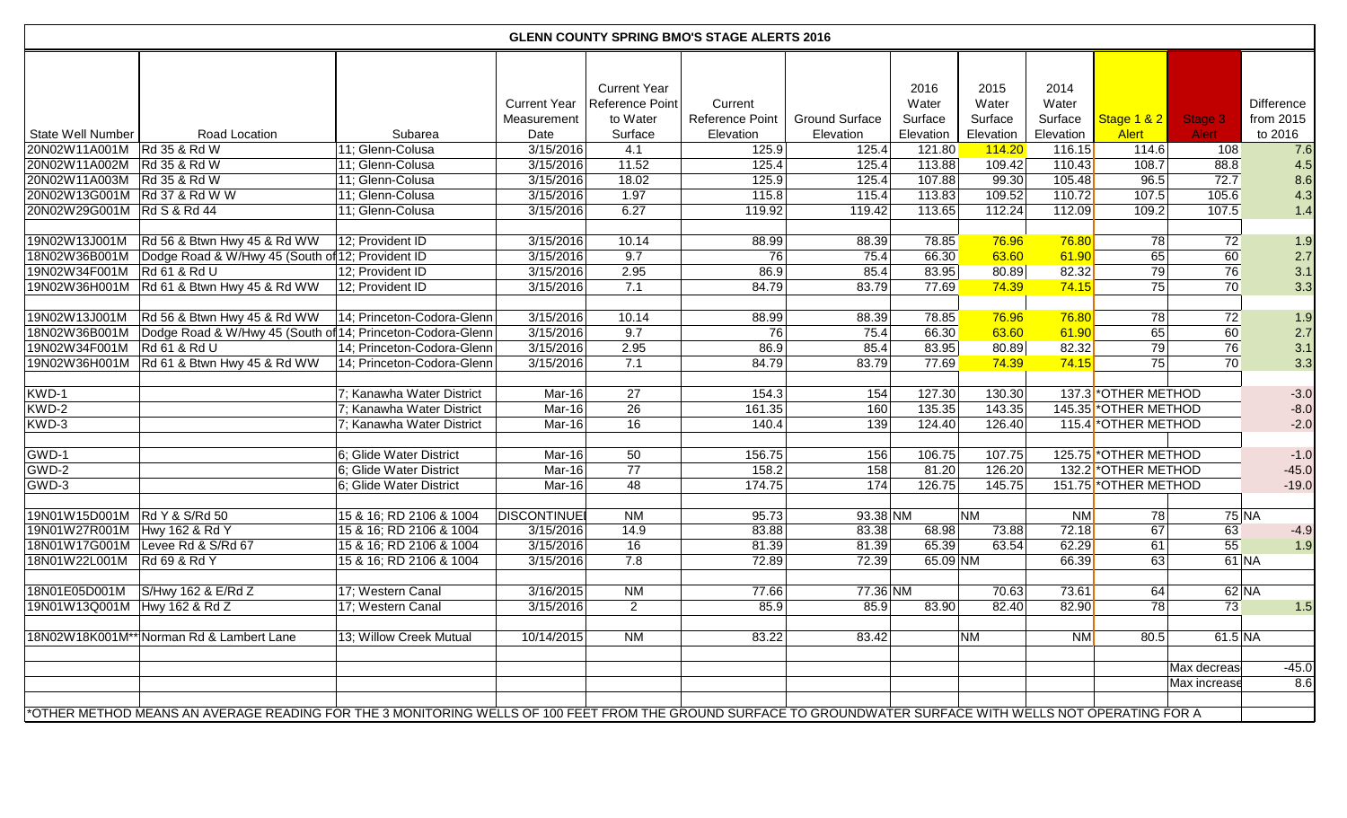# GLENN COUNTY SPRING BMO'S STAGE ALERTS 2016

| State Well Number | Road Location | Subarea | Current Year Measurement Date | Current Year Reference Point to Water Surface | Current Reference Point Elevation | Ground Surface Elevation | 2016 Water Surface Elevation | 2015 Water Surface Elevation | 2014 Water Surface Elevation | Stage 1 & 2 Alert | Stage 3 Alert | Difference from 2015 to 2016 |
|---|---|---|---|---|---|---|---|---|---|---|---|---|
| 20N02W11A001M | Rd 35 & Rd W | 11; Glenn-Colusa | 3/15/2016 | 4.1 | 125.9 | 125.4 | 121.80 | 114.20 | 116.15 | 114.6 | 108 | 7.6 |
| 20N02W11A002M | Rd 35 & Rd W | 11; Glenn-Colusa | 3/15/2016 | 11.52 | 125.4 | 125.4 | 113.88 | 109.42 | 110.43 | 108.7 | 88.8 | 4.5 |
| 20N02W11A003M | Rd 35 & Rd W | 11; Glenn-Colusa | 3/15/2016 | 18.02 | 125.9 | 125.4 | 107.88 | 99.30 | 105.48 | 96.5 | 72.7 | 8.6 |
| 20N02W13G001M | Rd 37 & Rd W W | 11; Glenn-Colusa | 3/15/2016 | 1.97 | 115.8 | 115.4 | 113.83 | 109.52 | 110.72 | 107.5 | 105.6 | 4.3 |
| 20N02W29G001M | Rd S & Rd 44 | 11; Glenn-Colusa | 3/15/2016 | 6.27 | 119.92 | 119.42 | 113.65 | 112.24 | 112.09 | 109.2 | 107.5 | 1.4 |
| | | | | | | | | | | | | |
| 19N02W13J001M | Rd 56 & Btwn Hwy 45 & Rd WW | 12; Provident ID | 3/15/2016 | 10.14 | 88.99 | 88.39 | 78.85 | 76.96 | 76.80 | 78 | 72 | 1.9 |
| 18N02W36B001M | Dodge Road & W/Hwy 45 (South of | 12; Provident ID | 3/15/2016 | 9.7 | 76 | 75.4 | 66.30 | 63.60 | 61.90 | 65 | 60 | 2.7 |
| 19N02W34F001M | Rd 61 & Rd U | 12; Provident ID | 3/15/2016 | 2.95 | 86.9 | 85.4 | 83.95 | 80.89 | 82.32 | 79 | 76 | 3.1 |
| 19N02W36H001M | Rd 61 & Btwn Hwy 45 & Rd WW | 12; Provident ID | 3/15/2016 | 7.1 | 84.79 | 83.79 | 77.69 | 74.39 | 74.15 | 75 | 70 | 3.3 |
| | | | | | | | | | | | | |
| 19N02W13J001M | Rd 56 & Btwn Hwy 45 & Rd WW | 14; Princeton-Codora-Glenn | 3/15/2016 | 10.14 | 88.99 | 88.39 | 78.85 | 76.96 | 76.80 | 78 | 72 | 1.9 |
| 18N02W36B001M | Dodge Road & W/Hwy 45 (South of | 14; Princeton-Codora-Glenn | 3/15/2016 | 9.7 | 76 | 75.4 | 66.30 | 63.60 | 61.90 | 65 | 60 | 2.7 |
| 19N02W34F001M | Rd 61 & Rd U | 14; Princeton-Codora-Glenn | 3/15/2016 | 2.95 | 86.9 | 85.4 | 83.95 | 80.89 | 82.32 | 79 | 76 | 3.1 |
| 19N02W36H001M | Rd 61 & Btwn Hwy 45 & Rd WW | 14; Princeton-Codora-Glenn | 3/15/2016 | 7.1 | 84.79 | 83.79 | 77.69 | 74.39 | 74.15 | 75 | 70 | 3.3 |
| | | | | | | | | | | | | |
| KWD-1 | | 7; Kanawha Water District | Mar-16 | 27 | 154.3 | 154 | 127.30 | 130.30 | | 137.3 | *OTHER METHOD | -3.0 |
| KWD-2 | | 7; Kanawha Water District | Mar-16 | 26 | 161.35 | 160 | 135.35 | 143.35 | | 145.35 | *OTHER METHOD | -8.0 |
| KWD-3 | | 7; Kanawha Water District | Mar-16 | 16 | 140.4 | 139 | 124.40 | 126.40 | | 115.4 | *OTHER METHOD | -2.0 |
| | | | | | | | | | | | | |
| GWD-1 | | 6; Glide Water District | Mar-16 | 50 | 156.75 | 156 | 106.75 | 107.75 | | 125.75 | *OTHER METHOD | -1.0 |
| GWD-2 | | 6; Glide Water District | Mar-16 | 77 | 158.2 | 158 | 81.20 | 126.20 | | 132.2 | *OTHER METHOD | -45.0 |
| GWD-3 | | 6; Glide Water District | Mar-16 | 48 | 174.75 | 174 | 126.75 | 145.75 | | 151.75 | *OTHER METHOD | -19.0 |
| | | | | | | | | | | | | |
| 19N01W15D001M | Rd Y & S/Rd 50 | 15 & 16; RD 2106 & 1004 | DISCONTINUE | NM | 95.73 | 93.38 | NM | NM | NM | 78 | 75 | NA |
| 19N01W27R001M | Hwy 162 & Rd Y | 15 & 16; RD 2106 & 1004 | 3/15/2016 | 14.9 | 83.88 | 83.38 | 68.98 | 73.88 | 72.18 | 67 | 63 | -4.9 |
| 18N01W17G001M | Levee Rd & S/Rd 67 | 15 & 16; RD 2106 & 1004 | 3/15/2016 | 16 | 81.39 | 81.39 | 65.39 | 63.54 | 62.29 | 61 | 55 | 1.9 |
| 18N01W22L001M | Rd 69 & Rd Y | 15 & 16; RD 2106 & 1004 | 3/15/2016 | 7.8 | 72.89 | 72.39 | 65.09 | NM | 66.39 | 63 | 61 | NA |
| | | | | | | | | | | | | |
| 18N01E05D001M | S/Hwy 162 & E/Rd Z | 17; Western Canal | 3/16/2015 | NM | 77.66 | 77.36 | NM | 70.63 | 73.61 | 64 | 62 | NA |
| 19N01W13Q001M | Hwy 162 & Rd Z | 17; Western Canal | 3/15/2016 | 2 | 85.9 | 85.9 | 83.90 | 82.40 | 82.90 | 78 | 73 | 1.5 |
| | | | | | | | | | | | | |
| 18N02W18K001M** | Norman Rd & Lambert Lane | 13; Willow Creek Mutual | 10/14/2015 | NM | 83.22 | 83.42 | | NM | NM | 80.5 | 61.5 | NA |
| | | | | | | | | | | | | |
| | | | | | | | | | | | Max decreas | -45.0 |
| | | | | | | | | | | | Max increase | 8.6 |

*OTHER METHOD MEANS AN AVERAGE READING FOR THE 3 MONITORING WELLS OF 100 FEET FROM THE GROUND SURFACE TO GROUNDWATER SURFACE WITH WELLS NOT OPERATING FOR A